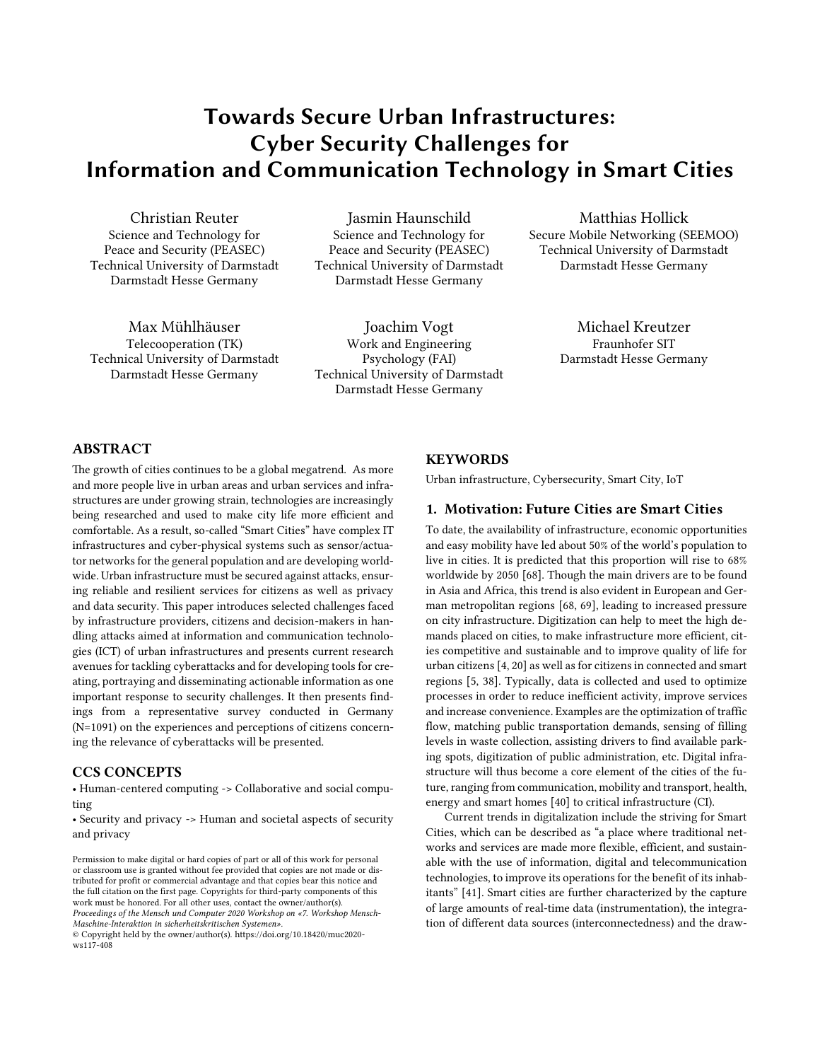# Towards Secure Urban Infrastructures: Cyber Security Challenges for Information and Communication Technology in Smart Cities

Christian Reuter
Science and Technology for Peace and Security (PEASEC)
Technical University of Darmstadt
Darmstadt Hesse Germany

Jasmin Haunschild
Science and Technology for Peace and Security (PEASEC)
Technical University of Darmstadt
Darmstadt Hesse Germany

Matthias Hollick
Secure Mobile Networking (SEEMOO)
Technical University of Darmstadt
Darmstadt Hesse Germany

Max Mühlhäuser
Telecooperation (TK)
Technical University of Darmstadt
Darmstadt Hesse Germany

Joachim Vogt
Work and Engineering Psychology (FAI)
Technical University of Darmstadt
Darmstadt Hesse Germany

Michael Kreutzer
Fraunhofer SIT
Darmstadt Hesse Germany

## ABSTRACT

The growth of cities continues to be a global megatrend. As more and more people live in urban areas and urban services and infrastructures are under growing strain, technologies are increasingly being researched and used to make city life more efficient and comfortable. As a result, so-called "Smart Cities" have complex IT infrastructures and cyber-physical systems such as sensor/actuator networks for the general population and are developing worldwide. Urban infrastructure must be secured against attacks, ensuring reliable and resilient services for citizens as well as privacy and data security. This paper introduces selected challenges faced by infrastructure providers, citizens and decision-makers in handling attacks aimed at information and communication technologies (ICT) of urban infrastructures and presents current research avenues for tackling cyberattacks and for developing tools for creating, portraying and disseminating actionable information as one important response to security challenges. It then presents findings from a representative survey conducted in Germany (N=1091) on the experiences and perceptions of citizens concerning the relevance of cyberattacks will be presented.

## CCS CONCEPTS

- Human-centered computing -> Collaborative and social computing
- Security and privacy -> Human and societal aspects of security and privacy

Permission to make digital or hard copies of part or all of this work for personal or classroom use is granted without fee provided that copies are not made or distributed for profit or commercial advantage and that copies bear this notice and the full citation on the first page. Copyrights for third-party components of this work must be honored. For all other uses, contact the owner/author(s).
*Proceedings of the Mensch und Computer 2020 Workshop on «7. Workshop Mensch-Maschine-Interaktion in sicherheitskritischen Systemen».*
© Copyright held by the owner/author(s). https://doi.org/10.18420/muc2020-ws117-408

## KEYWORDS

Urban infrastructure, Cybersecurity, Smart City, IoT

## 1. Motivation: Future Cities are Smart Cities

To date, the availability of infrastructure, economic opportunities and easy mobility have led about 50% of the world's population to live in cities. It is predicted that this proportion will rise to 68% worldwide by 2050 [68]. Though the main drivers are to be found in Asia and Africa, this trend is also evident in European and German metropolitan regions [68, 69], leading to increased pressure on city infrastructure. Digitization can help to meet the high demands placed on cities, to make infrastructure more efficient, cities competitive and sustainable and to improve quality of life for urban citizens [4, 20] as well as for citizens in connected and smart regions [5, 38]. Typically, data is collected and used to optimize processes in order to reduce inefficient activity, improve services and increase convenience. Examples are the optimization of traffic flow, matching public transportation demands, sensing of filling levels in waste collection, assisting drivers to find available parking spots, digitization of public administration, etc. Digital infrastructure will thus become a core element of the cities of the future, ranging from communication, mobility and transport, health, energy and smart homes [40] to critical infrastructure (CI).

Current trends in digitalization include the striving for Smart Cities, which can be described as "a place where traditional networks and services are made more flexible, efficient, and sustainable with the use of information, digital and telecommunication technologies, to improve its operations for the benefit of its inhabitants" [41]. Smart cities are further characterized by the capture of large amounts of real-time data (instrumentation), the integration of different data sources (interconnectedness) and the draw-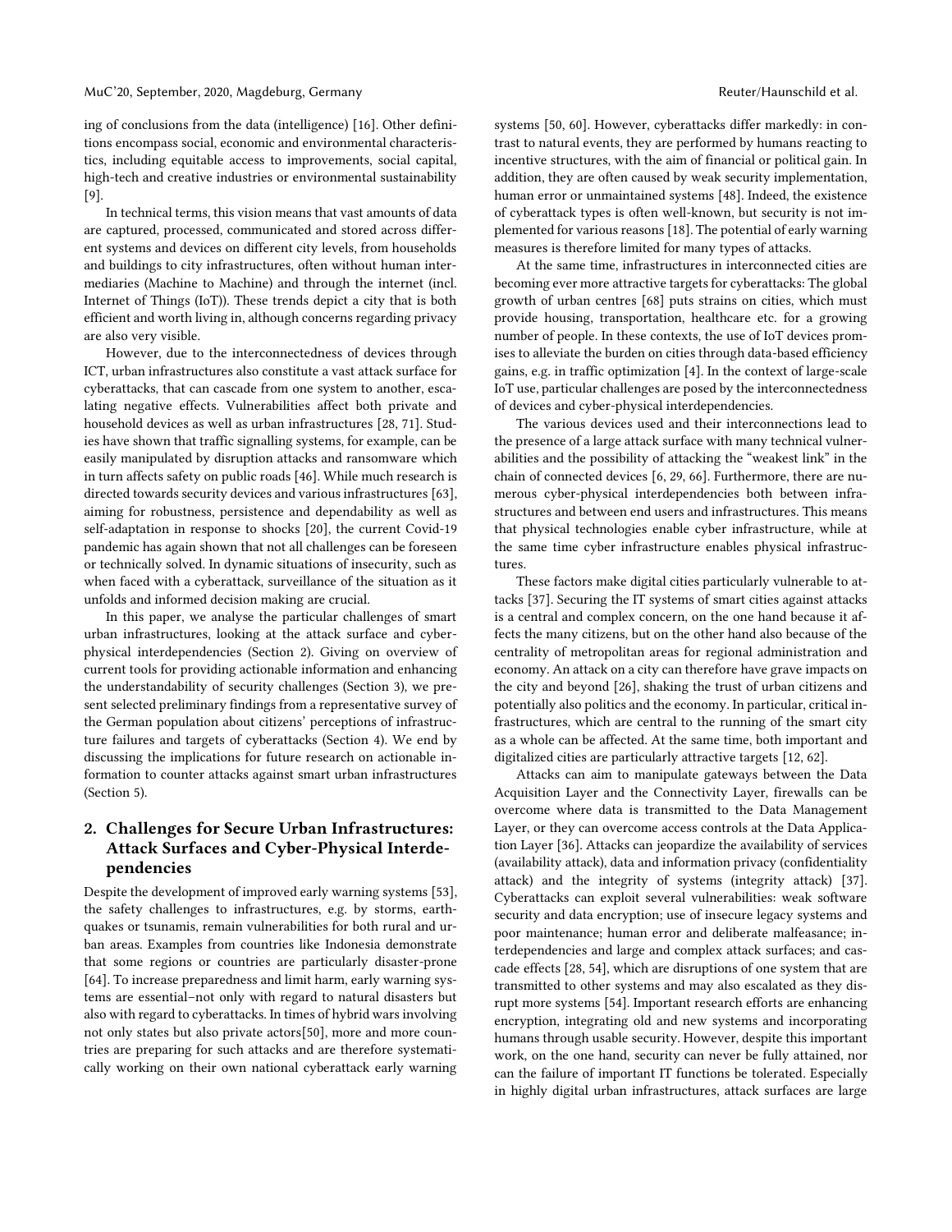ing of conclusions from the data (intelligence) [16]. Other definitions encompass social, economic and environmental characteristics, including equitable access to improvements, social capital, high-tech and creative industries or environmental sustainability [9].

In technical terms, this vision means that vast amounts of data are captured, processed, communicated and stored across different systems and devices on different city levels, from households and buildings to city infrastructures, often without human intermediaries (Machine to Machine) and through the internet (incl. Internet of Things (IoT)). These trends depict a city that is both efficient and worth living in, although concerns regarding privacy are also very visible.

However, due to the interconnectedness of devices through ICT, urban infrastructures also constitute a vast attack surface for cyberattacks, that can cascade from one system to another, escalating negative effects. Vulnerabilities affect both private and household devices as well as urban infrastructures [28, 71]. Studies have shown that traffic signalling systems, for example, can be easily manipulated by disruption attacks and ransomware which in turn affects safety on public roads [46]. While much research is directed towards security devices and various infrastructures [63], aiming for robustness, persistence and dependability as well as self-adaptation in response to shocks [20], the current Covid-19 pandemic has again shown that not all challenges can be foreseen or technically solved. In dynamic situations of insecurity, such as when faced with a cyberattack, surveillance of the situation as it unfolds and informed decision making are crucial.

In this paper, we analyse the particular challenges of smart urban infrastructures, looking at the attack surface and cyber-physical interdependencies (Section 2). Giving on overview of current tools for providing actionable information and enhancing the understandability of security challenges (Section 3), we present selected preliminary findings from a representative survey of the German population about citizens' perceptions of infrastructure failures and targets of cyberattacks (Section 4). We end by discussing the implications for future research on actionable information to counter attacks against smart urban infrastructures (Section 5).

## 2. Challenges for Secure Urban Infrastructures: Attack Surfaces and Cyber-Physical Interdependencies

Despite the development of improved early warning systems [53], the safety challenges to infrastructures, e.g. by storms, earthquakes or tsunamis, remain vulnerabilities for both rural and urban areas. Examples from countries like Indonesia demonstrate that some regions or countries are particularly disaster-prone [64]. To increase preparedness and limit harm, early warning systems are essential–not only with regard to natural disasters but also with regard to cyberattacks. In times of hybrid wars involving not only states but also private actors[50], more and more countries are preparing for such attacks and are therefore systematically working on their own national cyberattack early warning systems [50, 60]. However, cyberattacks differ markedly: in contrast to natural events, they are performed by humans reacting to incentive structures, with the aim of financial or political gain. In addition, they are often caused by weak security implementation, human error or unmaintained systems [48]. Indeed, the existence of cyberattack types is often well-known, but security is not implemented for various reasons [18]. The potential of early warning measures is therefore limited for many types of attacks.

At the same time, infrastructures in interconnected cities are becoming ever more attractive targets for cyberattacks: The global growth of urban centres [68] puts strains on cities, which must provide housing, transportation, healthcare etc. for a growing number of people. In these contexts, the use of IoT devices promises to alleviate the burden on cities through data-based efficiency gains, e.g. in traffic optimization [4]. In the context of large-scale IoT use, particular challenges are posed by the interconnectedness of devices and cyber-physical interdependencies.

The various devices used and their interconnections lead to the presence of a large attack surface with many technical vulnerabilities and the possibility of attacking the "weakest link" in the chain of connected devices [6, 29, 66]. Furthermore, there are numerous cyber-physical interdependencies both between infrastructures and between end users and infrastructures. This means that physical technologies enable cyber infrastructure, while at the same time cyber infrastructure enables physical infrastructures.

These factors make digital cities particularly vulnerable to attacks [37]. Securing the IT systems of smart cities against attacks is a central and complex concern, on the one hand because it affects the many citizens, but on the other hand also because of the centrality of metropolitan areas for regional administration and economy. An attack on a city can therefore have grave impacts on the city and beyond [26], shaking the trust of urban citizens and potentially also politics and the economy. In particular, critical infrastructures, which are central to the running of the smart city as a whole can be affected. At the same time, both important and digitalized cities are particularly attractive targets [12, 62].

Attacks can aim to manipulate gateways between the Data Acquisition Layer and the Connectivity Layer, firewalls can be overcome where data is transmitted to the Data Management Layer, or they can overcome access controls at the Data Application Layer [36]. Attacks can jeopardize the availability of services (availability attack), data and information privacy (confidentiality attack) and the integrity of systems (integrity attack) [37]. Cyberattacks can exploit several vulnerabilities: weak software security and data encryption; use of insecure legacy systems and poor maintenance; human error and deliberate malfeasance; interdependencies and large and complex attack surfaces; and cascade effects [28, 54], which are disruptions of one system that are transmitted to other systems and may also escalated as they disrupt more systems [54]. Important research efforts are enhancing encryption, integrating old and new systems and incorporating humans through usable security. However, despite this important work, on the one hand, security can never be fully attained, nor can the failure of important IT functions be tolerated. Especially in highly digital urban infrastructures, attack surfaces are large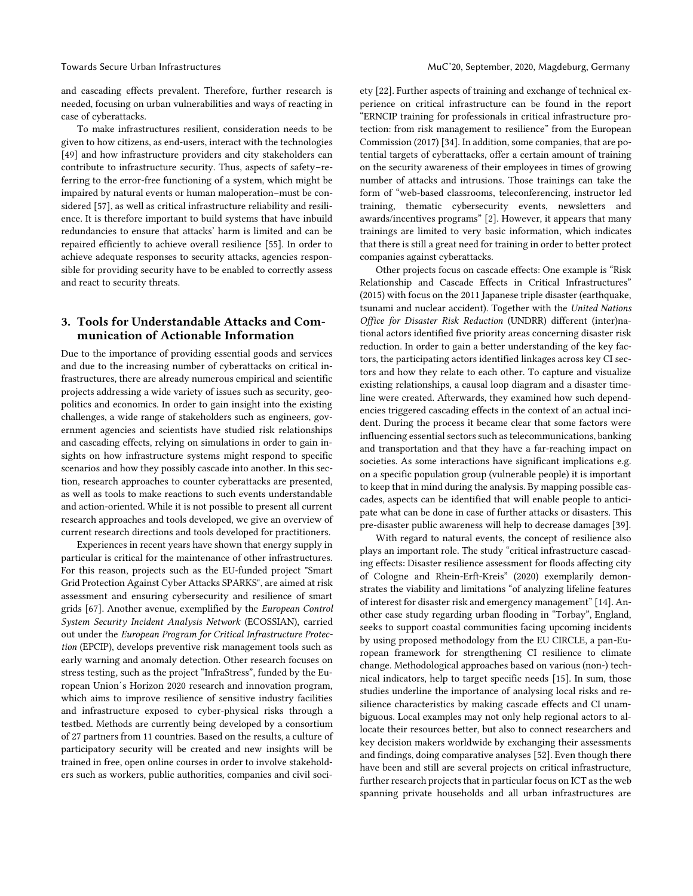and cascading effects prevalent. Therefore, further research is needed, focusing on urban vulnerabilities and ways of reacting in case of cyberattacks.

To make infrastructures resilient, consideration needs to be given to how citizens, as end-users, interact with the technologies [49] and how infrastructure providers and city stakeholders can contribute to infrastructure security. Thus, aspects of safety–referring to the error-free functioning of a system, which might be impaired by natural events or human maloperation–must be considered [57], as well as critical infrastructure reliability and resilience. It is therefore important to build systems that have inbuild redundancies to ensure that attacks' harm is limited and can be repaired efficiently to achieve overall resilience [55]. In order to achieve adequate responses to security attacks, agencies responsible for providing security have to be enabled to correctly assess and react to security threats.

## 3. Tools for Understandable Attacks and Communication of Actionable Information

Due to the importance of providing essential goods and services and due to the increasing number of cyberattacks on critical infrastructures, there are already numerous empirical and scientific projects addressing a wide variety of issues such as security, geopolitics and economics. In order to gain insight into the existing challenges, a wide range of stakeholders such as engineers, government agencies and scientists have studied risk relationships and cascading effects, relying on simulations in order to gain insights on how infrastructure systems might respond to specific scenarios and how they possibly cascade into another. In this section, research approaches to counter cyberattacks are presented, as well as tools to make reactions to such events understandable and action-oriented. While it is not possible to present all current research approaches and tools developed, we give an overview of current research directions and tools developed for practitioners.

Experiences in recent years have shown that energy supply in particular is critical for the maintenance of other infrastructures. For this reason, projects such as the EU-funded project "Smart Grid Protection Against Cyber Attacks SPARKS", are aimed at risk assessment and ensuring cybersecurity and resilience of smart grids [67]. Another avenue, exemplified by the *European Control System Security Incident Analysis Network* (ECOSSIAN), carried out under the *European Program for Critical Infrastructure Protection* (EPCIP), develops preventive risk management tools such as early warning and anomaly detection. Other research focuses on stress testing, such as the project "InfraStress", funded by the European Union´s Horizon 2020 research and innovation program, which aims to improve resilience of sensitive industry facilities and infrastructure exposed to cyber-physical risks through a testbed. Methods are currently being developed by a consortium of 27 partners from 11 countries. Based on the results, a culture of participatory security will be created and new insights will be trained in free, open online courses in order to involve stakeholders such as workers, public authorities, companies and civil society [22]. Further aspects of training and exchange of technical experience on critical infrastructure can be found in the report "ERNCIP training for professionals in critical infrastructure protection: from risk management to resilience" from the European Commission (2017) [34]. In addition, some companies, that are potential targets of cyberattacks, offer a certain amount of training on the security awareness of their employees in times of growing number of attacks and intrusions. Those trainings can take the form of "web-based classrooms, teleconferencing, instructor led training, thematic cybersecurity events, newsletters and awards/incentives programs" [2]. However, it appears that many trainings are limited to very basic information, which indicates that there is still a great need for training in order to better protect companies against cyberattacks.

Other projects focus on cascade effects: One example is "Risk Relationship and Cascade Effects in Critical Infrastructures" (2015) with focus on the 2011 Japanese triple disaster (earthquake, tsunami and nuclear accident). Together with the *United Nations Office for Disaster Risk Reduction* (UNDRR) different (inter)national actors identified five priority areas concerning disaster risk reduction. In order to gain a better understanding of the key factors, the participating actors identified linkages across key CI sectors and how they relate to each other. To capture and visualize existing relationships, a causal loop diagram and a disaster timeline were created. Afterwards, they examined how such dependencies triggered cascading effects in the context of an actual incident. During the process it became clear that some factors were influencing essential sectors such as telecommunications, banking and transportation and that they have a far-reaching impact on societies. As some interactions have significant implications e.g. on a specific population group (vulnerable people) it is important to keep that in mind during the analysis. By mapping possible cascades, aspects can be identified that will enable people to anticipate what can be done in case of further attacks or disasters. This pre-disaster public awareness will help to decrease damages [39].

With regard to natural events, the concept of resilience also plays an important role. The study "critical infrastructure cascading effects: Disaster resilience assessment for floods affecting city of Cologne and Rhein-Erft-Kreis" (2020) exemplarily demonstrates the viability and limitations "of analyzing lifeline features of interest for disaster risk and emergency management" [14]. Another case study regarding urban flooding in "Torbay", England, seeks to support coastal communities facing upcoming incidents by using proposed methodology from the EU CIRCLE, a pan-European framework for strengthening CI resilience to climate change. Methodological approaches based on various (non-) technical indicators, help to target specific needs [15]. In sum, those studies underline the importance of analysing local risks and resilience characteristics by making cascade effects and CI unambiguous. Local examples may not only help regional actors to allocate their resources better, but also to connect researchers and key decision makers worldwide by exchanging their assessments and findings, doing comparative analyses [52]. Even though there have been and still are several projects on critical infrastructure, further research projects that in particular focus on ICT as the web spanning private households and all urban infrastructures are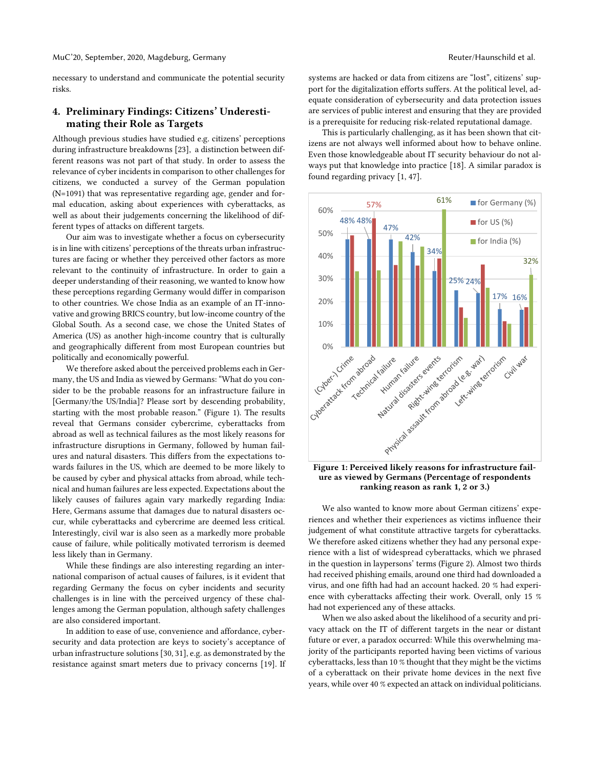necessary to understand and communicate the potential security risks.

## 4. Preliminary Findings: Citizens' Underestimating their Role as Targets

Although previous studies have studied e.g. citizens' perceptions during infrastructure breakdowns [23], a distinction between different reasons was not part of that study. In order to assess the relevance of cyber incidents in comparison to other challenges for citizens, we conducted a survey of the German population (N=1091) that was representative regarding age, gender and formal education, asking about experiences with cyberattacks, as well as about their judgements concerning the likelihood of different types of attacks on different targets.

Our aim was to investigate whether a focus on cybersecurity is in line with citizens' perceptions of the threats urban infrastructures are facing or whether they perceived other factors as more relevant to the continuity of infrastructure. In order to gain a deeper understanding of their reasoning, we wanted to know how these perceptions regarding Germany would differ in comparison to other countries. We chose India as an example of an IT-innovative and growing BRICS country, but low-income country of the Global South. As a second case, we chose the United States of America (US) as another high-income country that is culturally and geographically different from most European countries but politically and economically powerful.

We therefore asked about the perceived problems each in Germany, the US and India as viewed by Germans: "What do you consider to be the probable reasons for an infrastructure failure in [Germany/the US/India]? Please sort by descending probability, starting with the most probable reason." (Figure 1). The results reveal that Germans consider cybercrime, cyberattacks from abroad as well as technical failures as the most likely reasons for infrastructure disruptions in Germany, followed by human failures and natural disasters. This differs from the expectations towards failures in the US, which are deemed to be more likely to be caused by cyber and physical attacks from abroad, while technical and human failures are less expected. Expectations about the likely causes of failures again vary markedly regarding India: Here, Germans assume that damages due to natural disasters occur, while cyberattacks and cybercrime are deemed less critical. Interestingly, civil war is also seen as a markedly more probable cause of failure, while politically motivated terrorism is deemed less likely than in Germany.

While these findings are also interesting regarding an international comparison of actual causes of failures, is it evident that regarding Germany the focus on cyber incidents and security challenges is in line with the perceived urgency of these challenges among the German population, although safety challenges are also considered important.

In addition to ease of use, convenience and affordance, cybersecurity and data protection are keys to society's acceptance of urban infrastructure solutions [30, 31], e.g. as demonstrated by the resistance against smart meters due to privacy concerns [19]. If systems are hacked or data from citizens are "lost", citizens' support for the digitalization efforts suffers. At the political level, adequate consideration of cybersecurity and data protection issues are services of public interest and ensuring that they are provided is a prerequisite for reducing risk-related reputational damage.

This is particularly challenging, as it has been shown that citizens are not always well informed about how to behave online. Even those knowledgeable about IT security behaviour do not always put that knowledge into practice [18]. A similar paradox is found regarding privacy [1, 47].

| Reason | for Germany (%) | for US (%) | for India (%) |
|---|---|---|---|
| (Cyber-) Crime | 48% | | |
| Cyberattack from abroad | 48% | 57% | |
| Technical failure | 47% | | |
| Human failure | 42% | | |
| Natural disasters events | 34% | | 61% |
| Right-wing terrorism | 25% | | |
| Physical assault from abroad (e.g. war) | 24% | | |
| Left-wing terrorism | 17% | | |
| Civil war | 16% | | 32% |

**Figure 1: Perceived likely reasons for infrastructure failure as viewed by Germans (Percentage of respondents ranking reason as rank 1, 2 or 3.)**

We also wanted to know more about German citizens' experiences and whether their experiences as victims influence their judgement of what constitute attractive targets for cyberattacks. We therefore asked citizens whether they had any personal experience with a list of widespread cyberattacks, which we phrased in the question in laypersons' terms (Figure 2). Almost two thirds had received phishing emails, around one third had downloaded a virus, and one fifth had had an account hacked. 20 % had experience with cyberattacks affecting their work. Overall, only 15 % had not experienced any of these attacks.

When we also asked about the likelihood of a security and privacy attack on the IT of different targets in the near or distant future or ever, a paradox occurred: While this overwhelming majority of the participants reported having been victims of various cyberattacks, less than 10 % thought that they might be the victims of a cyberattack on their private home devices in the next five years, while over 40 % expected an attack on individual politicians.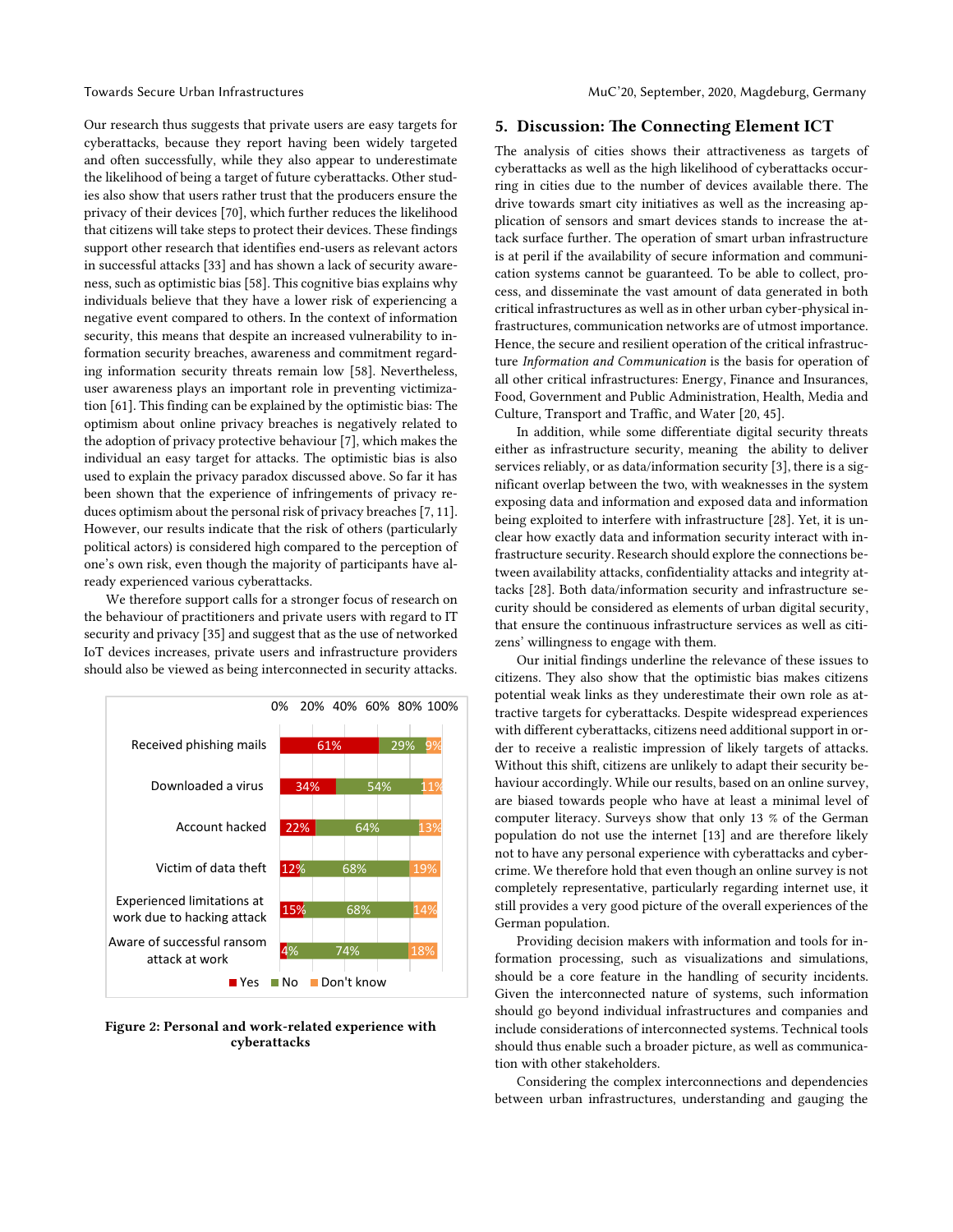Our research thus suggests that private users are easy targets for cyberattacks, because they report having been widely targeted and often successfully, while they also appear to underestimate the likelihood of being a target of future cyberattacks. Other studies also show that users rather trust that the producers ensure the privacy of their devices [70], which further reduces the likelihood that citizens will take steps to protect their devices. These findings support other research that identifies end-users as relevant actors in successful attacks [33] and has shown a lack of security awareness, such as optimistic bias [58]. This cognitive bias explains why individuals believe that they have a lower risk of experiencing a negative event compared to others. In the context of information security, this means that despite an increased vulnerability to information security breaches, awareness and commitment regarding information security threats remain low [58]. Nevertheless, user awareness plays an important role in preventing victimization [61]. This finding can be explained by the optimistic bias: The optimism about online privacy breaches is negatively related to the adoption of privacy protective behaviour [7], which makes the individual an easy target for attacks. The optimistic bias is also used to explain the privacy paradox discussed above. So far it has been shown that the experience of infringements of privacy reduces optimism about the personal risk of privacy breaches [7, 11]. However, our results indicate that the risk of others (particularly political actors) is considered high compared to the perception of one's own risk, even though the majority of participants have already experienced various cyberattacks.

We therefore support calls for a stronger focus of research on the behaviour of practitioners and private users with regard to IT security and privacy [35] and suggest that as the use of networked IoT devices increases, private users and infrastructure providers should also be viewed as being interconnected in security attacks.

| | Yes | No | Don't know |
|---|---|---|---|
| Received phishing mails | 61% | 29% | 9% |
| Downloaded a virus | 34% | 54% | 11% |
| Account hacked | 22% | 64% | 13% |
| Victim of data theft | 12% | 68% | 19% |
| Experienced limitations at work due to hacking attack | 15% | 68% | 14% |
| Aware of successful ransom attack at work | 4% | 74% | 18% |

**Figure 2: Personal and work-related experience with cyberattacks**

## 5. Discussion: The Connecting Element ICT

The analysis of cities shows their attractiveness as targets of cyberattacks as well as the high likelihood of cyberattacks occurring in cities due to the number of devices available there. The drive towards smart city initiatives as well as the increasing application of sensors and smart devices stands to increase the attack surface further. The operation of smart urban infrastructure is at peril if the availability of secure information and communication systems cannot be guaranteed. To be able to collect, process, and disseminate the vast amount of data generated in both critical infrastructures as well as in other urban cyber-physical infrastructures, communication networks are of utmost importance. Hence, the secure and resilient operation of the critical infrastructure *Information and Communication* is the basis for operation of all other critical infrastructures: Energy, Finance and Insurances, Food, Government and Public Administration, Health, Media and Culture, Transport and Traffic, and Water [20, 45].

In addition, while some differentiate digital security threats either as infrastructure security, meaning the ability to deliver services reliably, or as data/information security [3], there is a significant overlap between the two, with weaknesses in the system exposing data and information and exposed data and information being exploited to interfere with infrastructure [28]. Yet, it is unclear how exactly data and information security interact with infrastructure security. Research should explore the connections between availability attacks, confidentiality attacks and integrity attacks [28]. Both data/information security and infrastructure security should be considered as elements of urban digital security, that ensure the continuous infrastructure services as well as citizens' willingness to engage with them.

Our initial findings underline the relevance of these issues to citizens. They also show that the optimistic bias makes citizens potential weak links as they underestimate their own role as attractive targets for cyberattacks. Despite widespread experiences with different cyberattacks, citizens need additional support in order to receive a realistic impression of likely targets of attacks. Without this shift, citizens are unlikely to adapt their security behaviour accordingly. While our results, based on an online survey, are biased towards people who have at least a minimal level of computer literacy. Surveys show that only 13 % of the German population do not use the internet [13] and are therefore likely not to have any personal experience with cyberattacks and cybercrime. We therefore hold that even though an online survey is not completely representative, particularly regarding internet use, it still provides a very good picture of the overall experiences of the German population.

Providing decision makers with information and tools for information processing, such as visualizations and simulations, should be a core feature in the handling of security incidents. Given the interconnected nature of systems, such information should go beyond individual infrastructures and companies and include considerations of interconnected systems. Technical tools should thus enable such a broader picture, as well as communication with other stakeholders.

Considering the complex interconnections and dependencies between urban infrastructures, understanding and gauging the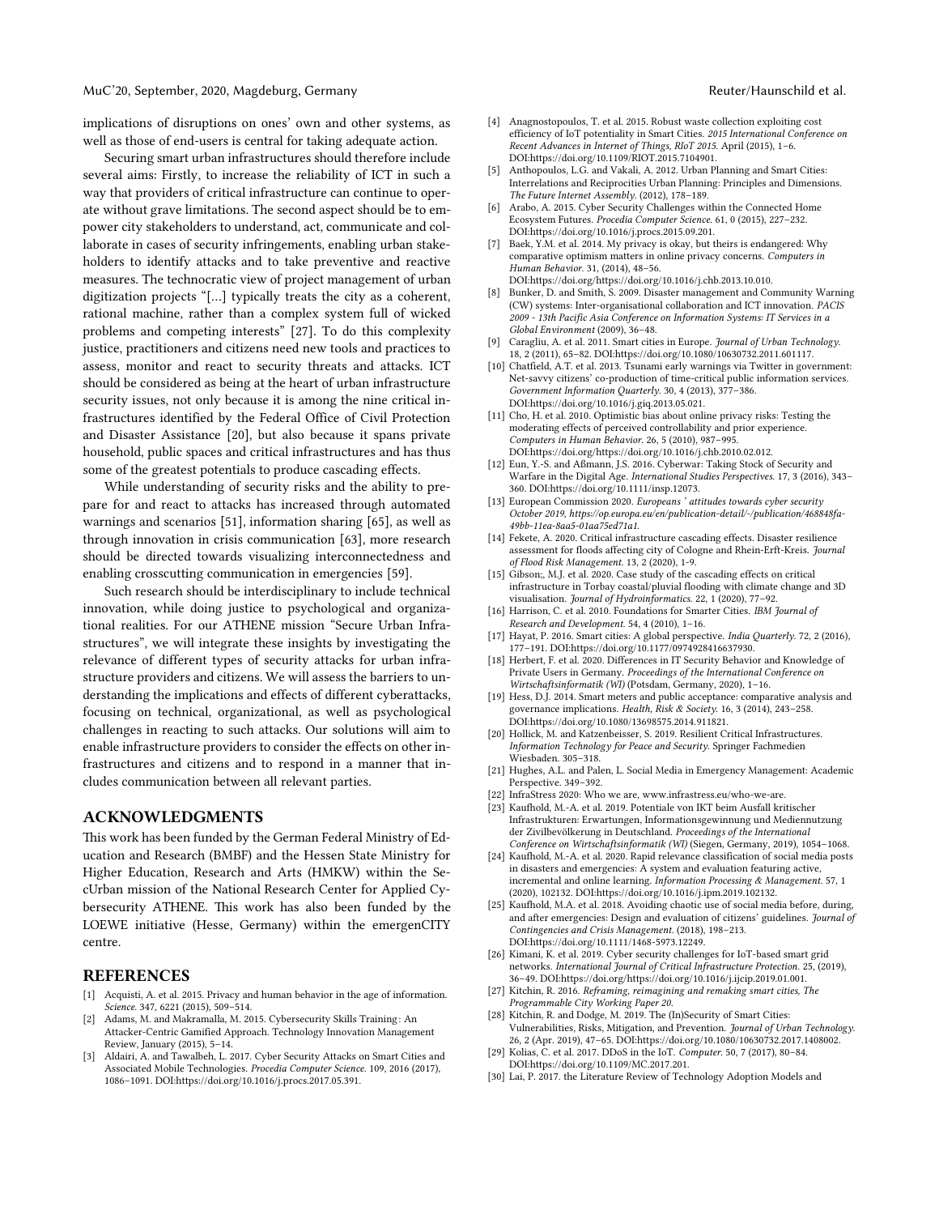implications of disruptions on ones' own and other systems, as well as those of end-users is central for taking adequate action.

Securing smart urban infrastructures should therefore include several aims: Firstly, to increase the reliability of ICT in such a way that providers of critical infrastructure can continue to operate without grave limitations. The second aspect should be to empower city stakeholders to understand, act, communicate and collaborate in cases of security infringements, enabling urban stakeholders to identify attacks and to take preventive and reactive measures. The technocratic view of project management of urban digitization projects "[...] typically treats the city as a coherent, rational machine, rather than a complex system full of wicked problems and competing interests" [27]. To do this complexity justice, practitioners and citizens need new tools and practices to assess, monitor and react to security threats and attacks. ICT should be considered as being at the heart of urban infrastructure security issues, not only because it is among the nine critical infrastructures identified by the Federal Office of Civil Protection and Disaster Assistance [20], but also because it spans private household, public spaces and critical infrastructures and has thus some of the greatest potentials to produce cascading effects.

While understanding of security risks and the ability to prepare for and react to attacks has increased through automated warnings and scenarios [51], information sharing [65], as well as through innovation in crisis communication [63], more research should be directed towards visualizing interconnectedness and enabling crosscutting communication in emergencies [59].

Such research should be interdisciplinary to include technical innovation, while doing justice to psychological and organizational realities. For our ATHENE mission "Secure Urban Infrastructures", we will integrate these insights by investigating the relevance of different types of security attacks for urban infrastructure providers and citizens. We will assess the barriers to understanding the implications and effects of different cyberattacks, focusing on technical, organizational, as well as psychological challenges in reacting to such attacks. Our solutions will aim to enable infrastructure providers to consider the effects on other infrastructures and citizens and to respond in a manner that includes communication between all relevant parties.

## ACKNOWLEDGMENTS

This work has been funded by the German Federal Ministry of Education and Research (BMBF) and the Hessen State Ministry for Higher Education, Research and Arts (HMKW) within the SecUrban mission of the National Research Center for Applied Cybersecurity ATHENE. This work has also been funded by the LOEWE initiative (Hesse, Germany) within the emergenCITY centre.

## REFERENCES

[1] Acquisti, A. et al. 2015. Privacy and human behavior in the age of information. *Science*. 347, 6221 (2015), 509–514.

[2] Adams, M. and Makramalla, M. 2015. Cybersecurity Skills Training: An Attacker-Centric Gamified Approach. Technology Innovation Management Review, January (2015), 5–14.

[3] Aldairi, A. and Tawalbeh, L. 2017. Cyber Security Attacks on Smart Cities and Associated Mobile Technologies. *Procedia Computer Science*. 109, 2016 (2017), 1086–1091. DOI:https://doi.org/10.1016/j.procs.2017.05.391.

[4] Anagnostopoulos, T. et al. 2015. Robust waste collection exploiting cost efficiency of IoT potentiality in Smart Cities. *2015 International Conference on Recent Advances in Internet of Things, RIoT 2015*. April (2015), 1–6. DOI:https://doi.org/10.1109/RIOT.2015.7104901.

[5] Anthopoulos, L.G. and Vakali, A. 2012. Urban Planning and Smart Cities: Interrelations and Reciprocities Urban Planning: Principles and Dimensions. *The Future Internet Assembly*. (2012), 178–189.

[6] Arabo, A. 2015. Cyber Security Challenges within the Connected Home Ecosystem Futures. *Procedia Computer Science*. 61, 0 (2015), 227–232. DOI:https://doi.org/10.1016/j.procs.2015.09.201.

[7] Baek, Y.M. et al. 2014. My privacy is okay, but theirs is endangered: Why comparative optimism matters in online privacy concerns. *Computers in Human Behavior*. 31, (2014), 48–56. DOI:https://doi.org/https://doi.org/10.1016/j.chb.2013.10.010.

[8] Bunker, D. and Smith, S. 2009. Disaster management and Community Warning (CW) systems: Inter-organisational collaboration and ICT innovation. *PACIS 2009 - 13th Pacific Asia Conference on Information Systems: IT Services in a Global Environment* (2009), 36–48.

[9] Caragliu, A. et al. 2011. Smart cities in Europe. *Journal of Urban Technology*. 18, 2 (2011), 65–82. DOI:https://doi.org/10.1080/10630732.2011.601117.

[10] Chatfield, A.T. et al. 2013. Tsunami early warnings via Twitter in government: Net-savvy citizens' co-production of time-critical public information services. *Government Information Quarterly*. 30, 4 (2013), 377–386. DOI:https://doi.org/10.1016/j.giq.2013.05.021.

[11] Cho, H. et al. 2010. Optimistic bias about online privacy risks: Testing the moderating effects of perceived controllability and prior experience. *Computers in Human Behavior*. 26, 5 (2010), 987–995. DOI:https://doi.org/https://doi.org/10.1016/j.chb.2010.02.012.

[12] Eun, Y.-S. and Aßmann, J.S. 2016. Cyberwar: Taking Stock of Security and Warfare in the Digital Age. *International Studies Perspectives*. 17, 3 (2016), 343–360. DOI:https://doi.org/10.1111/insp.12073.

[13] European Commission 2020. *Europeans ' attitudes towards cyber security October 2019, https://op.europa.eu/en/publication-detail/-/publication/468848fa-49bb-11ea-8aa5-01aa75ed71a1.*

[14] Fekete, A. 2020. Critical infrastructure cascading effects. Disaster resilience assessment for floods affecting city of Cologne and Rhein-Erft-Kreis. *Journal of Flood Risk Management*. 13, 2 (2020), 1-9.

[15] Gibson;, M.J. et al. 2020. Case study of the cascading effects on critical infrastructure in Torbay coastal/pluvial flooding with climate change and 3D visualisation. *Journal of Hydroinformatics*. 22, 1 (2020), 77–92.

[16] Harrison, C. et al. 2010. Foundations for Smarter Cities. *IBM Journal of Research and Development*. 54, 4 (2010), 1–16.

[17] Hayat, P. 2016. Smart cities: A global perspective. *India Quarterly*. 72, 2 (2016), 177–191. DOI:https://doi.org/10.1177/0974928416637930.

[18] Herbert, F. et al. 2020. Differences in IT Security Behavior and Knowledge of Private Users in Germany. *Proceedings of the International Conference on Wirtschaftsinformatik (WI)* (Potsdam, Germany, 2020), 1–16.

[19] Hess, D.J. 2014. Smart meters and public acceptance: comparative analysis and governance implications. *Health, Risk & Society*. 16, 3 (2014), 243–258. DOI:https://doi.org/10.1080/13698575.2014.911821.

[20] Hollick, M. and Katzenbeisser, S. 2019. Resilient Critical Infrastructures. *Information Technology for Peace and Security*. Springer Fachmedien Wiesbaden. 305–318.

[21] Hughes, A.L. and Palen, L. Social Media in Emergency Management: Academic Perspective. 349–392.

[22] InfraStress 2020: Who we are, www.infrastress.eu/who-we-are.

[23] Kaufhold, M.-A. et al. 2019. Potentiale von IKT beim Ausfall kritischer Infrastrukturen: Erwartungen, Informationsgewinnung und Mediennutzung der Zivilbevölkerung in Deutschland. *Proceedings of the International Conference on Wirtschaftsinformatik (WI)* (Siegen, Germany, 2019), 1054–1068.

[24] Kaufhold, M.-A. et al. 2020. Rapid relevance classification of social media posts in disasters and emergencies: A system and evaluation featuring active, incremental and online learning. *Information Processing & Management*. 57, 1 (2020), 102132. DOI:https://doi.org/10.1016/j.ipm.2019.102132.

[25] Kaufhold, M.A. et al. 2018. Avoiding chaotic use of social media before, during, and after emergencies: Design and evaluation of citizens' guidelines. *Journal of Contingencies and Crisis Management*. (2018), 198–213. DOI:https://doi.org/10.1111/1468-5973.12249.

[26] Kimani, K. et al. 2019. Cyber security challenges for IoT-based smart grid networks. *International Journal of Critical Infrastructure Protection*. 25, (2019), 36–49. DOI:https://doi.org/https://doi.org/10.1016/j.ijcip.2019.01.001.

[27] Kitchin, R. 2016. *Reframing, reimagining and remaking smart cities, The Programmable City Working Paper 20.*

[28] Kitchin, R. and Dodge, M. 2019. The (In)Security of Smart Cities: Vulnerabilities, Risks, Mitigation, and Prevention. *Journal of Urban Technology*. 26, 2 (Apr. 2019), 47–65. DOI:https://doi.org/10.1080/10630732.2017.1408002.

[29] Kolias, C. et al. 2017. DDoS in the IoT. *Computer*. 50, 7 (2017), 80–84. DOI:https://doi.org/10.1109/MC.2017.201.

[30] Lai, P. 2017. the Literature Review of Technology Adoption Models and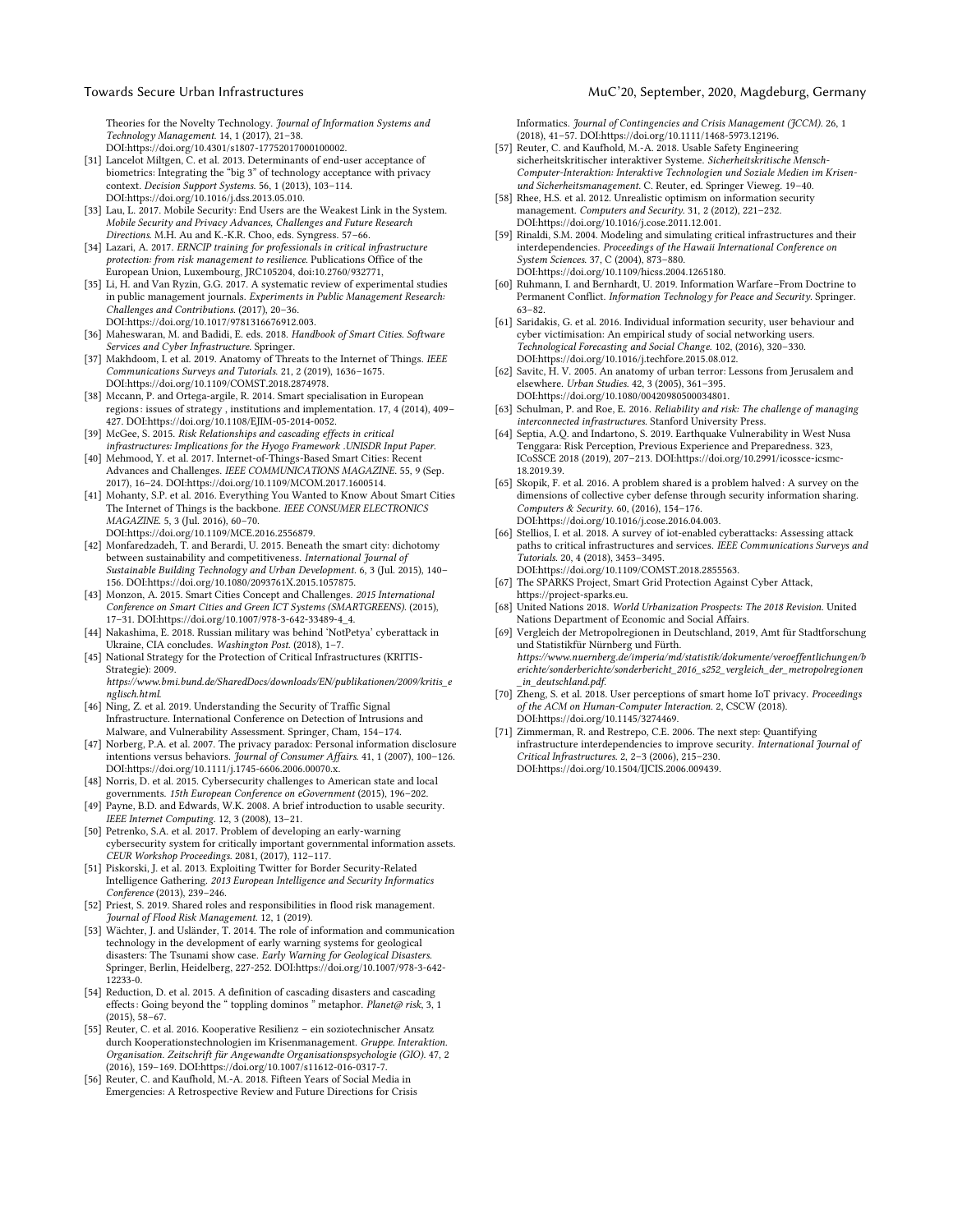Theories for the Novelty Technology. *Journal of Information Systems and Technology Management*. 14, 1 (2017), 21–38. DOI:https://doi.org/10.4301/s1807-17752017000100002.

[31] Lancelot Miltgen, C. et al. 2013. Determinants of end-user acceptance of biometrics: Integrating the "big 3" of technology acceptance with privacy context. *Decision Support Systems*. 56, 1 (2013), 103–114. DOI:https://doi.org/10.1016/j.dss.2013.05.010.

[33] Lau, L. 2017. Mobile Security: End Users are the Weakest Link in the System. *Mobile Security and Privacy Advances, Challenges and Future Research Directions*. M.H. Au and K.-K.R. Choo, eds. Syngress. 57–66.

[34] Lazari, A. 2017. *ERNCIP training for professionals in critical infrastructure protection: from risk management to resilience*. Publications Office of the European Union, Luxembourg, JRC105204, doi:10.2760/932771,

[35] Li, H. and Van Ryzin, G.G. 2017. A systematic review of experimental studies in public management journals. *Experiments in Public Management Research: Challenges and Contributions*. (2017), 20–36. DOI:https://doi.org/10.1017/9781316676912.003.

[36] Maheswaran, M. and Badidi, E. eds. 2018. *Handbook of Smart Cities. Software Services and Cyber Infrastructure*. Springer.

[37] Makhdoom, I. et al. 2019. Anatomy of Threats to the Internet of Things. *IEEE Communications Surveys and Tutorials*. 21, 2 (2019), 1636–1675. DOI:https://doi.org/10.1109/COMST.2018.2874978.

[38] Mccann, P. and Ortega-argile, R. 2014. Smart specialisation in European regions : issues of strategy , institutions and implementation. 17, 4 (2014), 409–427. DOI:https://doi.org/10.1108/EJIM-05-2014-0052.

[39] McGee, S. 2015. *Risk Relationships and cascading effects in critical infrastructures: Implications for the Hyogo Framework .UNISDR Input Paper*.

[40] Mehmood, Y. et al. 2017. Internet-of-Things-Based Smart Cities: Recent Advances and Challenges. *IEEE COMMUNICATIONS MAGAZINE*. 55, 9 (Sep. 2017), 16–24. DOI:https://doi.org/10.1109/MCOM.2017.1600514.

[41] Mohanty, S.P. et al. 2016. Everything You Wanted to Know About Smart Cities The Internet of Things is the backbone. *IEEE CONSUMER ELECTRONICS MAGAZINE*. 5, 3 (Jul. 2016), 60–70. DOI:https://doi.org/10.1109/MCE.2016.2556879.

[42] Monfaredzadeh, T. and Berardi, U. 2015. Beneath the smart city: dichotomy between sustainability and competitiveness. *International Journal of Sustainable Building Technology and Urban Development*. 6, 3 (Jul. 2015), 140–156. DOI:https://doi.org/10.1080/2093761X.2015.1057875.

[43] Monzon, A. 2015. Smart Cities Concept and Challenges. *2015 International Conference on Smart Cities and Green ICT Systems (SMARTGREENS)*. (2015), 17–31. DOI:https://doi.org/10.1007/978-3-642-33489-4_4.

[44] Nakashima, E. 2018. Russian military was behind 'NotPetya' cyberattack in Ukraine, CIA concludes. *Washington Post*. (2018), 1–7.

[45] National Strategy for the Protection of Critical Infrastructures (KRITIS-Strategie): 2009. *https://www.bmi.bund.de/SharedDocs/downloads/EN/publikationen/2009/kritis_englisch.html*.

[46] Ning, Z. et al. 2019. Understanding the Security of Traffic Signal Infrastructure. International Conference on Detection of Intrusions and Malware, and Vulnerability Assessment. Springer, Cham, 154–174.

[47] Norberg, P.A. et al. 2007. The privacy paradox: Personal information disclosure intentions versus behaviors. *Journal of Consumer Affairs*. 41, 1 (2007), 100–126. DOI:https://doi.org/10.1111/j.1745-6606.2006.00070.x.

[48] Norris, D. et al. 2015. Cybersecurity challenges to American state and local governments. *15th European Conference on eGovernment* (2015), 196–202.

[49] Payne, B.D. and Edwards, W.K. 2008. A brief introduction to usable security. *IEEE Internet Computing*. 12, 3 (2008), 13–21.

[50] Petrenko, S.A. et al. 2017. Problem of developing an early-warning cybersecurity system for critically important governmental information assets. *CEUR Workshop Proceedings*. 2081, (2017), 112–117.

[51] Piskorski, J. et al. 2013. Exploiting Twitter for Border Security-Related Intelligence Gathering. *2013 European Intelligence and Security Informatics Conference* (2013), 239–246.

[52] Priest, S. 2019. Shared roles and responsibilities in flood risk management. *Journal of Flood Risk Management*. 12, 1 (2019).

[53] Wächter, J. and Usländer, T. 2014. The role of information and communication technology in the development of early warning systems for geological disasters: The Tsunami show case. *Early Warning for Geological Disasters*. Springer, Berlin, Heidelberg, 227-252. DOI:https://doi.org/10.1007/978-3-642-12233-0.

[54] Reduction, D. et al. 2015. A definition of cascading disasters and cascading effects : Going beyond the " toppling dominos " metaphor. *Planet@ risk*, 3, 1 (2015), 58–67.

[55] Reuter, C. et al. 2016. Kooperative Resilienz – ein soziotechnischer Ansatz durch Kooperationstechnologien im Krisenmanagement. *Gruppe. Interaktion. Organisation. Zeitschrift für Angewandte Organisationspsychologie (GIO)*. 47, 2 (2016), 159–169. DOI:https://doi.org/10.1007/s11612-016-0317-7.

[56] Reuter, C. and Kaufhold, M.-A. 2018. Fifteen Years of Social Media in Emergencies: A Retrospective Review and Future Directions for Crisis Informatics. *Journal of Contingencies and Crisis Management (JCCM)*. 26, 1 (2018), 41–57. DOI:https://doi.org/10.1111/1468-5973.12196.

[57] Reuter, C. and Kaufhold, M.-A. 2018. Usable Safety Engineering sicherheitskritischer interaktiver Systeme. *Sicherheitskritische Mensch-Computer-Interaktion: Interaktive Technologien und Soziale Medien im Krisen- und Sicherheitsmanagement*. C. Reuter, ed. Springer Vieweg. 19–40.

[58] Rhee, H.S. et al. 2012. Unrealistic optimism on information security management. *Computers and Security*. 31, 2 (2012), 221–232. DOI:https://doi.org/10.1016/j.cose.2011.12.001.

[59] Rinaldi, S.M. 2004. Modeling and simulating critical infrastructures and their interdependencies. *Proceedings of the Hawaii International Conference on System Sciences*. 37, C (2004), 873–880. DOI:https://doi.org/10.1109/hicss.2004.1265180.

[60] Ruhmann, I. and Bernhardt, U. 2019. Information Warfare–From Doctrine to Permanent Conflict. *Information Technology for Peace and Security*. Springer. 63–82.

[61] Saridakis, G. et al. 2016. Individual information security, user behaviour and cyber victimisation: An empirical study of social networking users. *Technological Forecasting and Social Change*. 102, (2016), 320–330. DOI:https://doi.org/10.1016/j.techfore.2015.08.012.

[62] Savitc, H. V. 2005. An anatomy of urban terror: Lessons from Jerusalem and elsewhere. *Urban Studies*. 42, 3 (2005), 361–395. DOI:https://doi.org/10.1080/00420980500034801.

[63] Schulman, P. and Roe, E. 2016. *Reliability and risk: The challenge of managing interconnected infrastructures*. Stanford University Press.

[64] Septia, A.Q. and Indartono, S. 2019. Earthquake Vulnerability in West Nusa Tenggara: Risk Perception, Previous Experience and Preparedness. 323, ICoSSCE 2018 (2019), 207–213. DOI:https://doi.org/10.2991/icossce-icsmc-18.2019.39.

[65] Skopik, F. et al. 2016. A problem shared is a problem halved : A survey on the dimensions of collective cyber defense through security information sharing. *Computers & Security*. 60, (2016), 154–176. DOI:https://doi.org/10.1016/j.cose.2016.04.003.

[66] Stellios, I. et al. 2018. A survey of iot-enabled cyberattacks: Assessing attack paths to critical infrastructures and services. *IEEE Communications Surveys and Tutorials*. 20, 4 (2018), 3453–3495. DOI:https://doi.org/10.1109/COMST.2018.2855563.

[67] The SPARKS Project, Smart Grid Protection Against Cyber Attack, https://project-sparks.eu.

[68] United Nations 2018. *World Urbanization Prospects: The 2018 Revision*. United Nations Department of Economic and Social Affairs.

[69] Vergleich der Metropolregionen in Deutschland, 2019, Amt für Stadtforschung und Statistikfür Nürnberg und Fürth. *https://www.nuernberg.de/imperia/md/statistik/dokumente/veroeffentlichungen/berichte/sonderberichte/sonderbericht_2016_s252_vergleich_der_metropolregionen_in_deutschland.pdf*.

[70] Zheng, S. et al. 2018. User perceptions of smart home IoT privacy. *Proceedings of the ACM on Human-Computer Interaction*. 2, CSCW (2018). DOI:https://doi.org/10.1145/3274469.

[71] Zimmerman, R. and Restrepo, C.E. 2006. The next step: Quantifying infrastructure interdependencies to improve security. *International Journal of Critical Infrastructures*. 2, 2–3 (2006), 215–230. DOI:https://doi.org/10.1504/IJCIS.2006.009439.